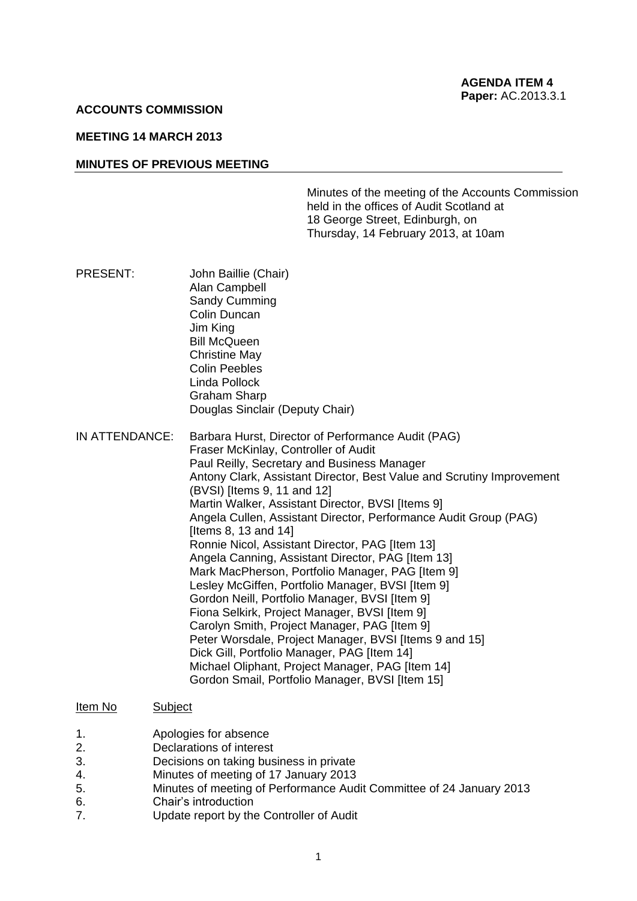**AGENDA ITEM 4**
**Paper:** AC.2013.3.1

**ACCOUNTS COMMISSION**

**MEETING 14 MARCH 2013**

**MINUTES OF PREVIOUS MEETING**

Minutes of the meeting of the Accounts Commission held in the offices of Audit Scotland at 18 George Street, Edinburgh, on Thursday, 14 February 2013, at 10am

PRESENT:

John Baillie (Chair)
Alan Campbell
Sandy Cumming
Colin Duncan
Jim King
Bill McQueen
Christine May
Colin Peebles
Linda Pollock
Graham Sharp
Douglas Sinclair (Deputy Chair)

IN ATTENDANCE:

Barbara Hurst, Director of Performance Audit (PAG)
Fraser McKinlay, Controller of Audit
Paul Reilly, Secretary and Business Manager
Antony Clark, Assistant Director, Best Value and Scrutiny Improvement (BVSI) [Items 9, 11 and 12]
Martin Walker, Assistant Director, BVSI [Items 9]
Angela Cullen, Assistant Director, Performance Audit Group (PAG) [Items 8, 13 and 14]
Ronnie Nicol, Assistant Director, PAG [Item 13]
Angela Canning, Assistant Director, PAG [Item 13]
Mark MacPherson, Portfolio Manager, PAG [Item 9]
Lesley McGiffen, Portfolio Manager, BVSI [Item 9]
Gordon Neill, Portfolio Manager, BVSI [Item 9]
Fiona Selkirk, Project Manager, BVSI [Item 9]
Carolyn Smith, Project Manager, PAG [Item 9]
Peter Worsdale, Project Manager, BVSI [Items 9 and 15]
Dick Gill, Portfolio Manager, PAG [Item 14]
Michael Oliphant, Project Manager, PAG [Item 14]
Gordon Smail, Portfolio Manager, BVSI [Item 15]

| Item No | Subject |
|---|---|
| 1. | Apologies for absence |
| 2. | Declarations of interest |
| 3. | Decisions on taking business in private |
| 4. | Minutes of meeting of 17 January 2013 |
| 5. | Minutes of meeting of Performance Audit Committee of 24 January 2013 |
| 6. | Chair's introduction |
| 7. | Update report by the Controller of Audit |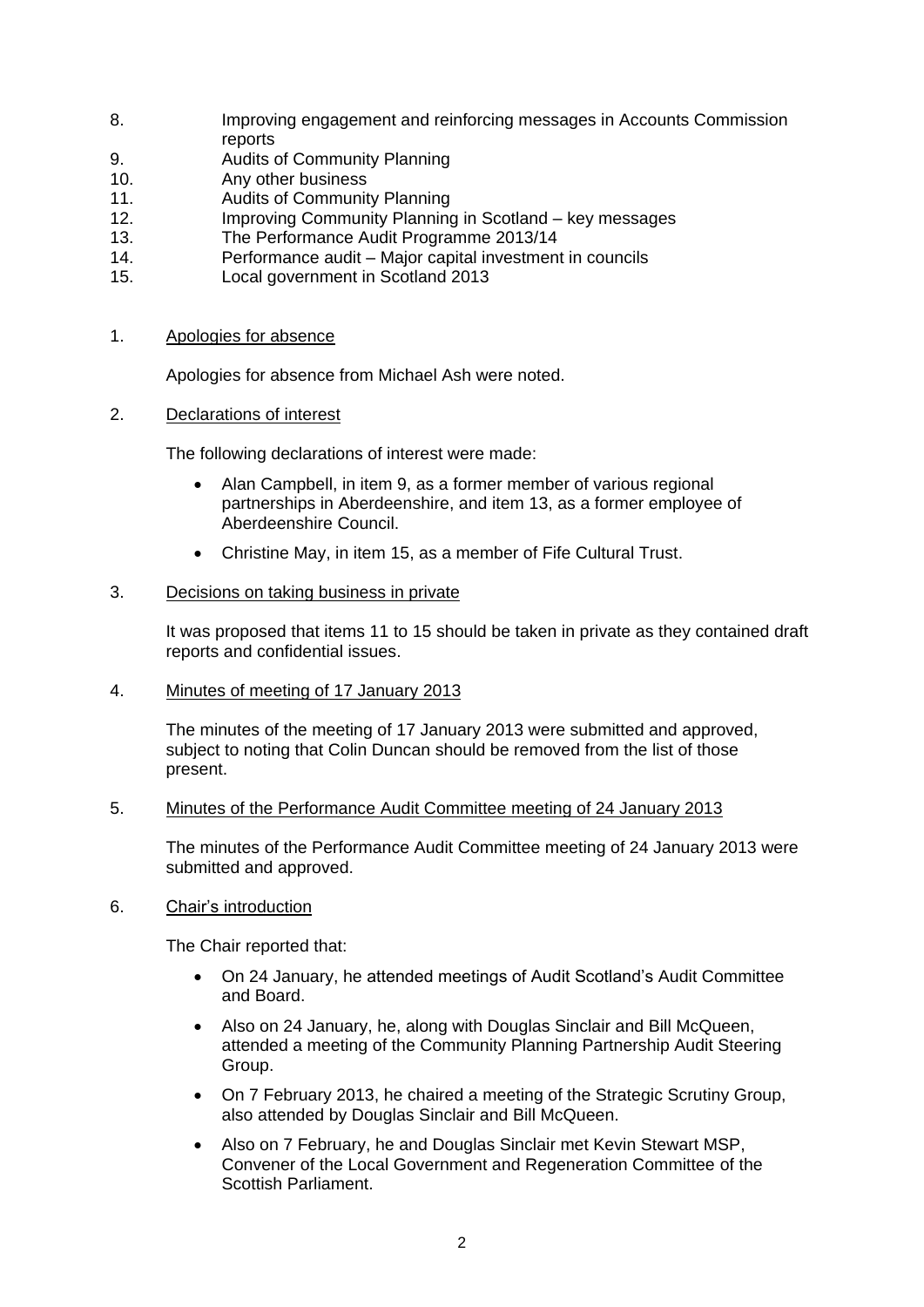8. Improving engagement and reinforcing messages in Accounts Commission reports
9. Audits of Community Planning
10. Any other business
11. Audits of Community Planning
12. Improving Community Planning in Scotland – key messages
13. The Performance Audit Programme 2013/14
14. Performance audit – Major capital investment in councils
15. Local government in Scotland 2013

1. Apologies for absence

   Apologies for absence from Michael Ash were noted.

2. Declarations of interest

   The following declarations of interest were made:

   - Alan Campbell, in item 9, as a former member of various regional partnerships in Aberdeenshire, and item 13, as a former employee of Aberdeenshire Council.
   - Christine May, in item 15, as a member of Fife Cultural Trust.

3. Decisions on taking business in private

   It was proposed that items 11 to 15 should be taken in private as they contained draft reports and confidential issues.

4. Minutes of meeting of 17 January 2013

   The minutes of the meeting of 17 January 2013 were submitted and approved, subject to noting that Colin Duncan should be removed from the list of those present.

5. Minutes of the Performance Audit Committee meeting of 24 January 2013

   The minutes of the Performance Audit Committee meeting of 24 January 2013 were submitted and approved.

6. Chair's introduction

   The Chair reported that:

   - On 24 January, he attended meetings of Audit Scotland's Audit Committee and Board.
   - Also on 24 January, he, along with Douglas Sinclair and Bill McQueen, attended a meeting of the Community Planning Partnership Audit Steering Group.
   - On 7 February 2013, he chaired a meeting of the Strategic Scrutiny Group, also attended by Douglas Sinclair and Bill McQueen.
   - Also on 7 February, he and Douglas Sinclair met Kevin Stewart MSP, Convener of the Local Government and Regeneration Committee of the Scottish Parliament.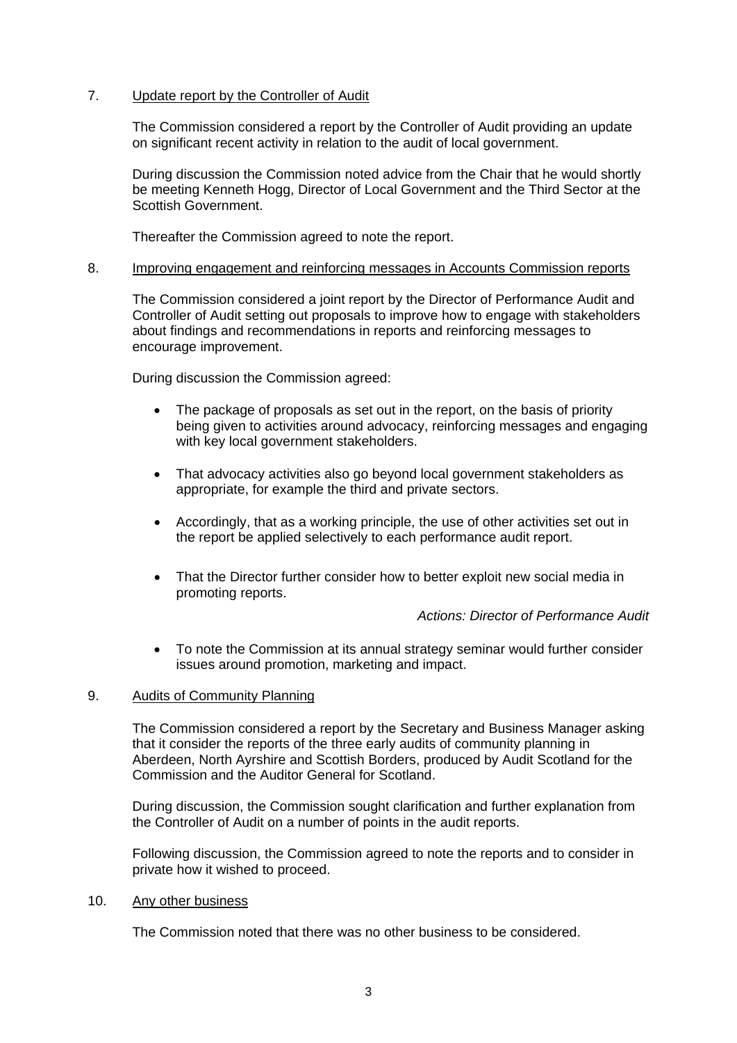7. Update report by the Controller of Audit

The Commission considered a report by the Controller of Audit providing an update on significant recent activity in relation to the audit of local government.

During discussion the Commission noted advice from the Chair that he would shortly be meeting Kenneth Hogg, Director of Local Government and the Third Sector at the Scottish Government.

Thereafter the Commission agreed to note the report.

8. Improving engagement and reinforcing messages in Accounts Commission reports

The Commission considered a joint report by the Director of Performance Audit and Controller of Audit setting out proposals to improve how to engage with stakeholders about findings and recommendations in reports and reinforcing messages to encourage improvement.

During discussion the Commission agreed:

- The package of proposals as set out in the report, on the basis of priority being given to activities around advocacy, reinforcing messages and engaging with key local government stakeholders.
- That advocacy activities also go beyond local government stakeholders as appropriate, for example the third and private sectors.
- Accordingly, that as a working principle, the use of other activities set out in the report be applied selectively to each performance audit report.
- That the Director further consider how to better exploit new social media in promoting reports.

*Actions: Director of Performance Audit*

- To note the Commission at its annual strategy seminar would further consider issues around promotion, marketing and impact.

9. Audits of Community Planning

The Commission considered a report by the Secretary and Business Manager asking that it consider the reports of the three early audits of community planning in Aberdeen, North Ayrshire and Scottish Borders, produced by Audit Scotland for the Commission and the Auditor General for Scotland.

During discussion, the Commission sought clarification and further explanation from the Controller of Audit on a number of points in the audit reports.

Following discussion, the Commission agreed to note the reports and to consider in private how it wished to proceed.

10. Any other business

The Commission noted that there was no other business to be considered.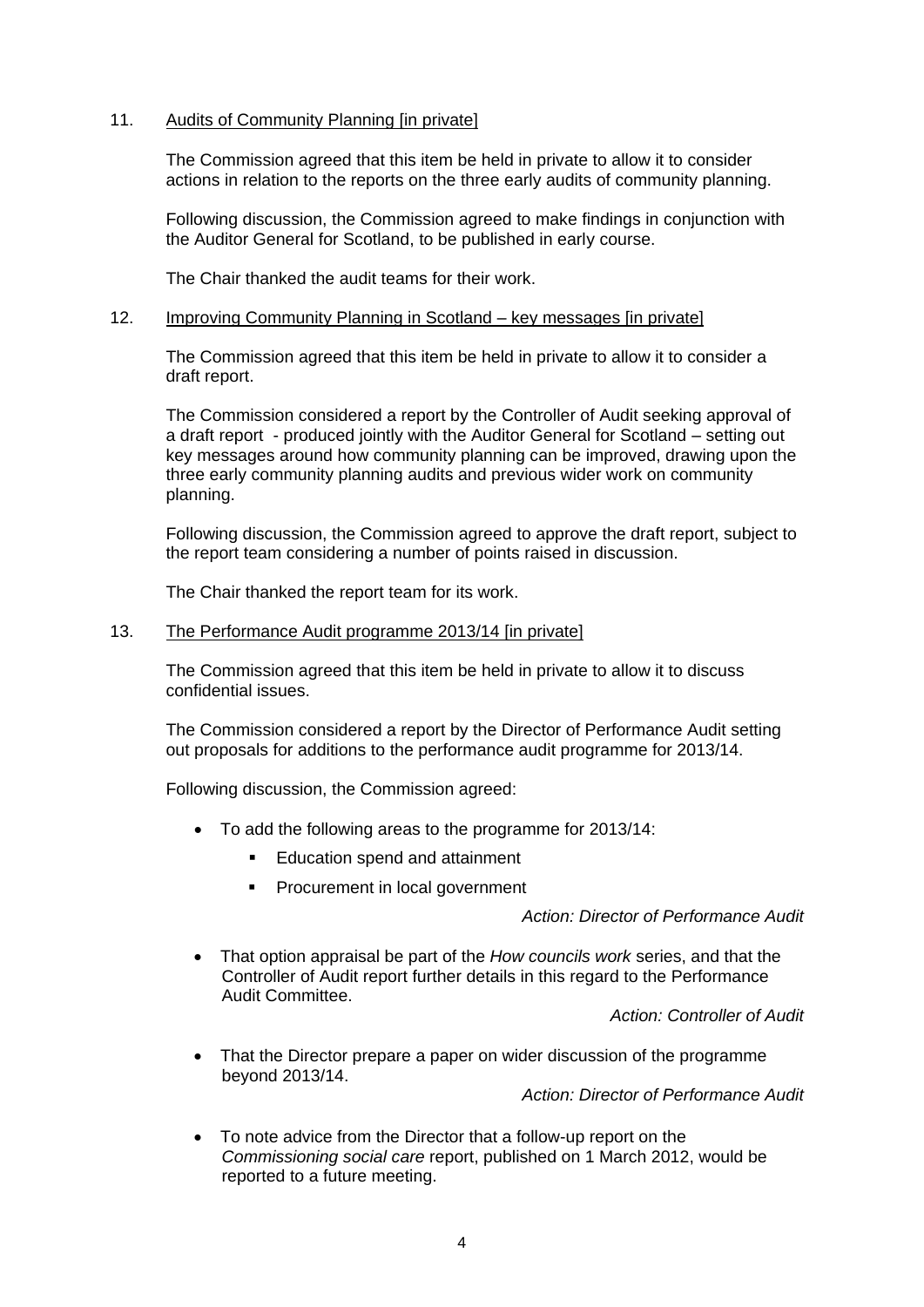11. Audits of Community Planning [in private]

    The Commission agreed that this item be held in private to allow it to consider actions in relation to the reports on the three early audits of community planning.

    Following discussion, the Commission agreed to make findings in conjunction with the Auditor General for Scotland, to be published in early course.

    The Chair thanked the audit teams for their work.

12. Improving Community Planning in Scotland – key messages [in private]

    The Commission agreed that this item be held in private to allow it to consider a draft report.

    The Commission considered a report by the Controller of Audit seeking approval of a draft report - produced jointly with the Auditor General for Scotland – setting out key messages around how community planning can be improved, drawing upon the three early community planning audits and previous wider work on community planning.

    Following discussion, the Commission agreed to approve the draft report, subject to the report team considering a number of points raised in discussion.

    The Chair thanked the report team for its work.

13. The Performance Audit programme 2013/14 [in private]

    The Commission agreed that this item be held in private to allow it to discuss confidential issues.

    The Commission considered a report by the Director of Performance Audit setting out proposals for additions to the performance audit programme for 2013/14.

    Following discussion, the Commission agreed:

    - To add the following areas to the programme for 2013/14:
        - Education spend and attainment
        - Procurement in local government

      *Action: Director of Performance Audit*

    - That option appraisal be part of the *How councils work* series, and that the Controller of Audit report further details in this regard to the Performance Audit Committee.

      *Action: Controller of Audit*

    - That the Director prepare a paper on wider discussion of the programme beyond 2013/14.

      *Action: Director of Performance Audit*

    - To note advice from the Director that a follow-up report on the *Commissioning social care* report, published on 1 March 2012, would be reported to a future meeting.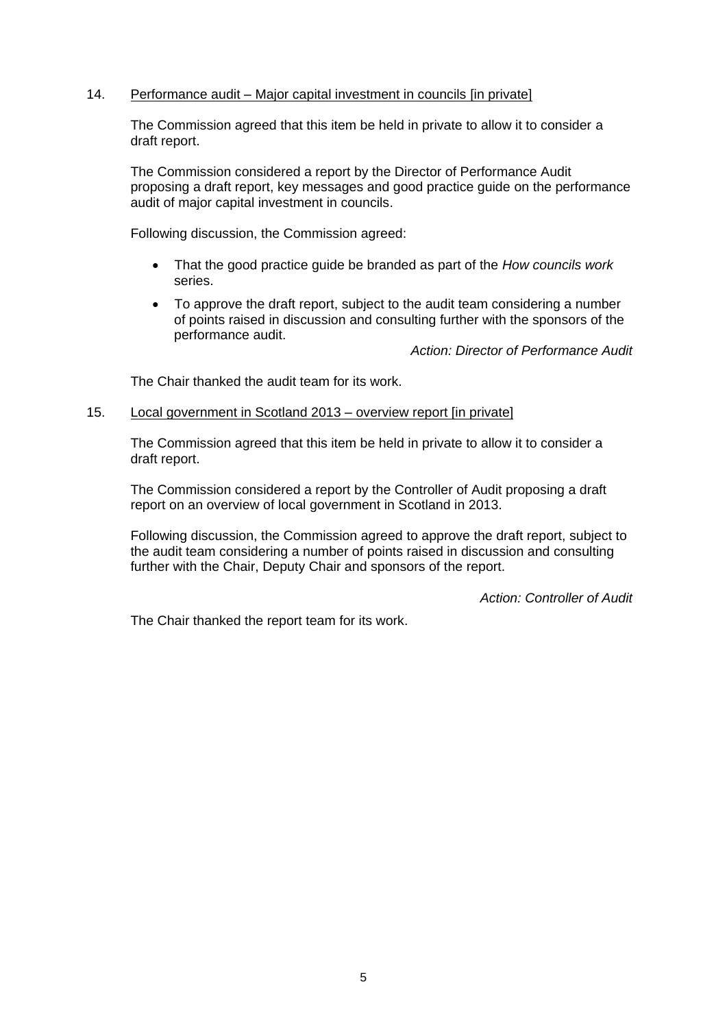14. Performance audit – Major capital investment in councils [in private]

The Commission agreed that this item be held in private to allow it to consider a draft report.

The Commission considered a report by the Director of Performance Audit proposing a draft report, key messages and good practice guide on the performance audit of major capital investment in councils.

Following discussion, the Commission agreed:

- That the good practice guide be branded as part of the *How councils work* series.
- To approve the draft report, subject to the audit team considering a number of points raised in discussion and consulting further with the sponsors of the performance audit.

*Action: Director of Performance Audit*

The Chair thanked the audit team for its work.

15. Local government in Scotland 2013 – overview report [in private]

The Commission agreed that this item be held in private to allow it to consider a draft report.

The Commission considered a report by the Controller of Audit proposing a draft report on an overview of local government in Scotland in 2013.

Following discussion, the Commission agreed to approve the draft report, subject to the audit team considering a number of points raised in discussion and consulting further with the Chair, Deputy Chair and sponsors of the report.

*Action: Controller of Audit*

The Chair thanked the report team for its work.